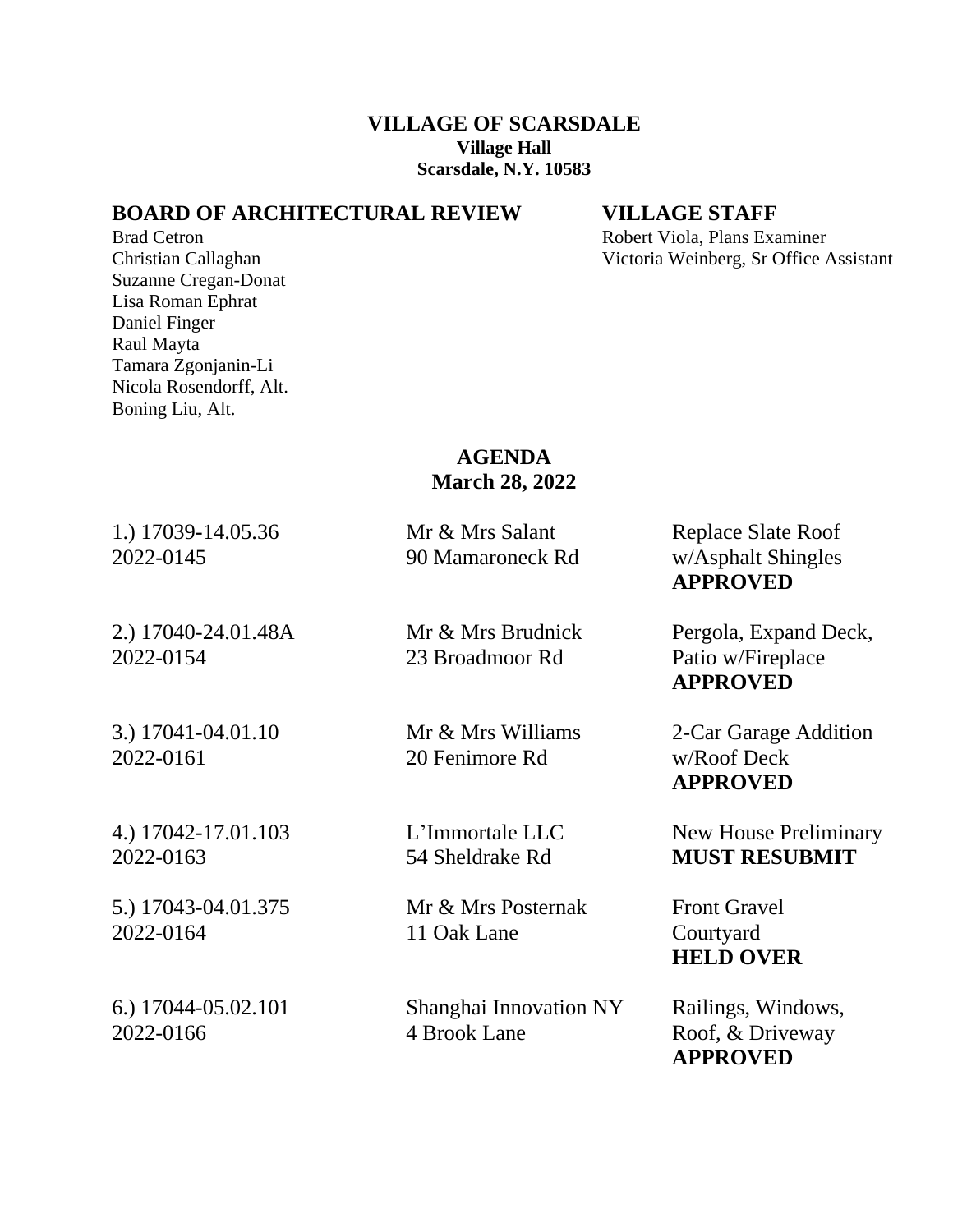**VILLAGE OF SCARSDALE**
**Village Hall**
**Scarsdale, N.Y. 10583**

## BOARD OF ARCHITECTURAL REVIEW

Brad Cetron
Christian Callaghan
Suzanne Cregan-Donat
Lisa Roman Ephrat
Daniel Finger
Raul Mayta
Tamara Zgonjanin-Li
Nicola Rosendorff, Alt.
Boning Liu, Alt.

## VILLAGE STAFF

Robert Viola, Plans Examiner
Victoria Weinberg, Sr Office Assistant

# AGENDA
**March 28, 2022**

| | | |
|---|---|---|
| 1.) 17039-14.05.36<br>2022-0145 | Mr & Mrs Salant<br>90 Mamaroneck Rd | Replace Slate Roof w/Asphalt Shingles<br>**APPROVED** |
| 2.) 17040-24.01.48A<br>2022-0154 | Mr & Mrs Brudnick<br>23 Broadmoor Rd | Pergola, Expand Deck, Patio w/Fireplace<br>**APPROVED** |
| 3.) 17041-04.01.10<br>2022-0161 | Mr & Mrs Williams<br>20 Fenimore Rd | 2-Car Garage Addition w/Roof Deck<br>**APPROVED** |
| 4.) 17042-17.01.103<br>2022-0163 | L'Immortale LLC<br>54 Sheldrake Rd | New House Preliminary<br>**MUST RESUBMIT** |
| 5.) 17043-04.01.375<br>2022-0164 | Mr & Mrs Posternak<br>11 Oak Lane | Front Gravel Courtyard<br>**HELD OVER** |
| 6.) 17044-05.02.101<br>2022-0166 | Shanghai Innovation NY<br>4 Brook Lane | Railings, Windows, Roof, & Driveway<br>**APPROVED** |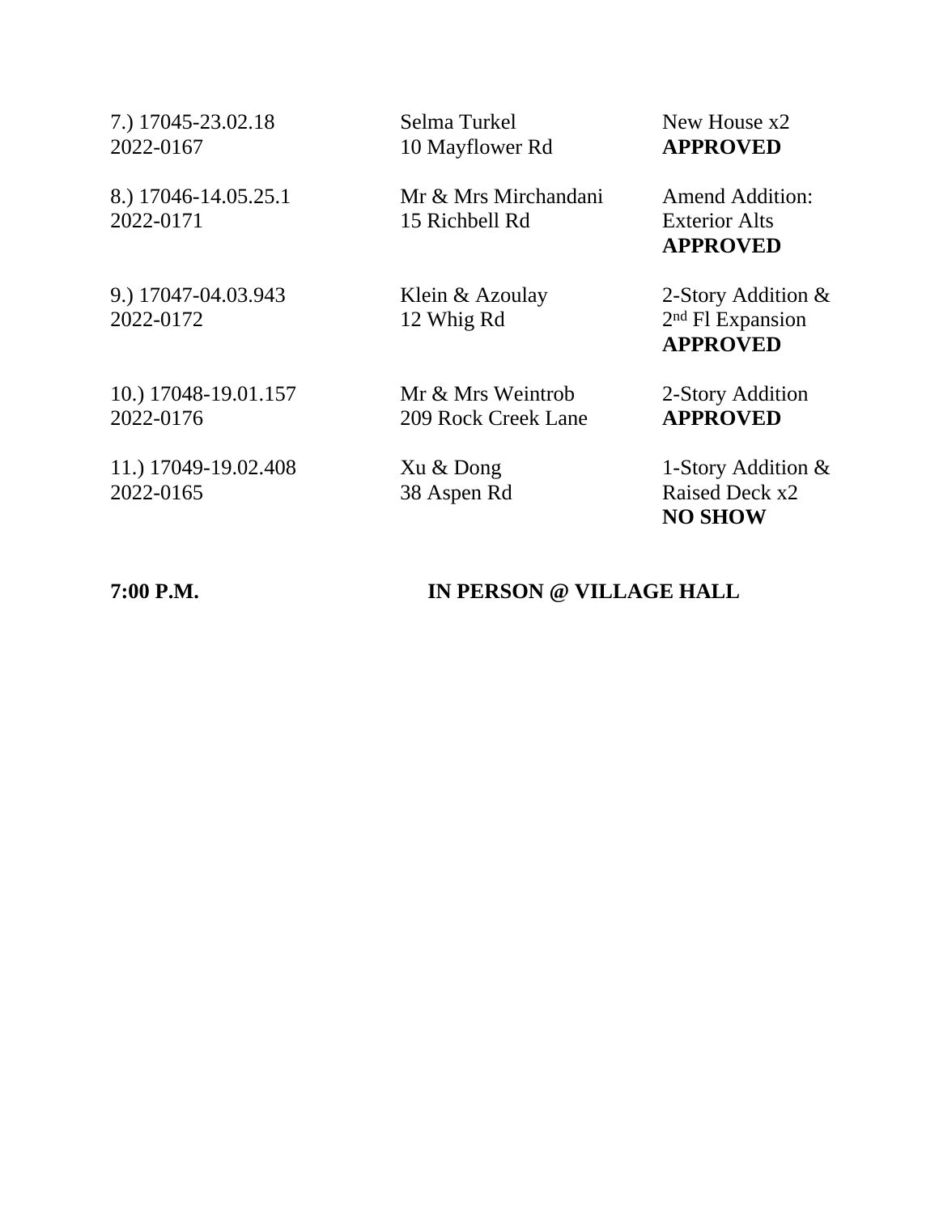| | | |
|---|---|---|
| 7.) 17045-23.02.18<br>2022-0167 | Selma Turkel<br>10 Mayflower Rd | New House x2<br>**APPROVED** |
| 8.) 17046-14.05.25.1<br>2022-0171 | Mr & Mrs Mirchandani<br>15 Richbell Rd | Amend Addition:<br>Exterior Alts<br>**APPROVED** |
| 9.) 17047-04.03.943<br>2022-0172 | Klein & Azoulay<br>12 Whig Rd | 2-Story Addition &<br>2nd Fl Expansion<br>**APPROVED** |
| 10.) 17048-19.01.157<br>2022-0176 | Mr & Mrs Weintrob<br>209 Rock Creek Lane | 2-Story Addition<br>**APPROVED** |
| 11.) 17049-19.02.408<br>2022-0165 | Xu & Dong<br>38 Aspen Rd | 1-Story Addition &<br>Raised Deck x2<br>**NO SHOW** |

**7:00 P.M.** **IN PERSON @ VILLAGE HALL**